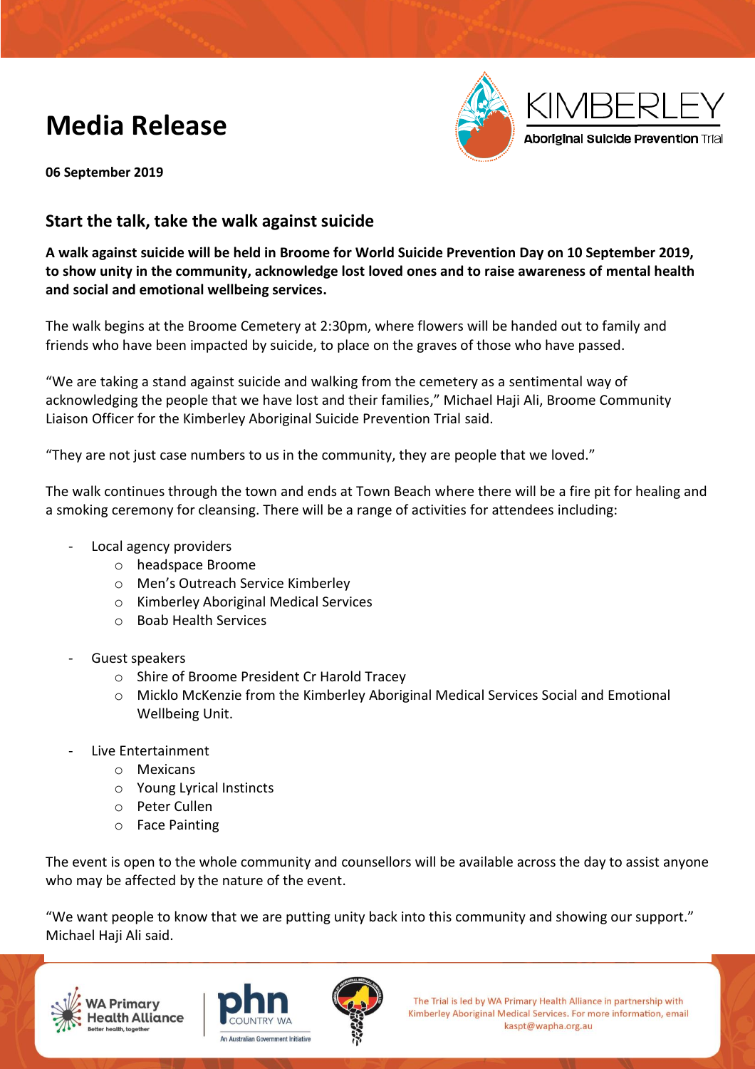# Media Release

KIMBERLEY
Aboriginal Suicide Prevention Trial

**06 September 2019**

## Start the talk, take the walk against suicide

**A walk against suicide will be held in Broome for World Suicide Prevention Day on 10 September 2019, to show unity in the community, acknowledge lost loved ones and to raise awareness of mental health and social and emotional wellbeing services.**

The walk begins at the Broome Cemetery at 2:30pm, where flowers will be handed out to family and friends who have been impacted by suicide, to place on the graves of those who have passed.

"We are taking a stand against suicide and walking from the cemetery as a sentimental way of acknowledging the people that we have lost and their families," Michael Haji Ali, Broome Community Liaison Officer for the Kimberley Aboriginal Suicide Prevention Trial said.

"They are not just case numbers to us in the community, they are people that we loved."

The walk continues through the town and ends at Town Beach where there will be a fire pit for healing and a smoking ceremony for cleansing. There will be a range of activities for attendees including:

- Local agency providers
  - headspace Broome
  - Men's Outreach Service Kimberley
  - Kimberley Aboriginal Medical Services
  - Boab Health Services
- Guest speakers
  - Shire of Broome President Cr Harold Tracey
  - Micklo McKenzie from the Kimberley Aboriginal Medical Services Social and Emotional Wellbeing Unit.
- Live Entertainment
  - Mexicans
  - Young Lyrical Instincts
  - Peter Cullen
  - Face Painting

The event is open to the whole community and counsellors will be available across the day to assist anyone who may be affected by the nature of the event.

"We want people to know that we are putting unity back into this community and showing our support." Michael Haji Ali said.

The Trial is led by WA Primary Health Alliance in partnership with Kimberley Aboriginal Medical Services. For more information, email kaspt@wapha.org.au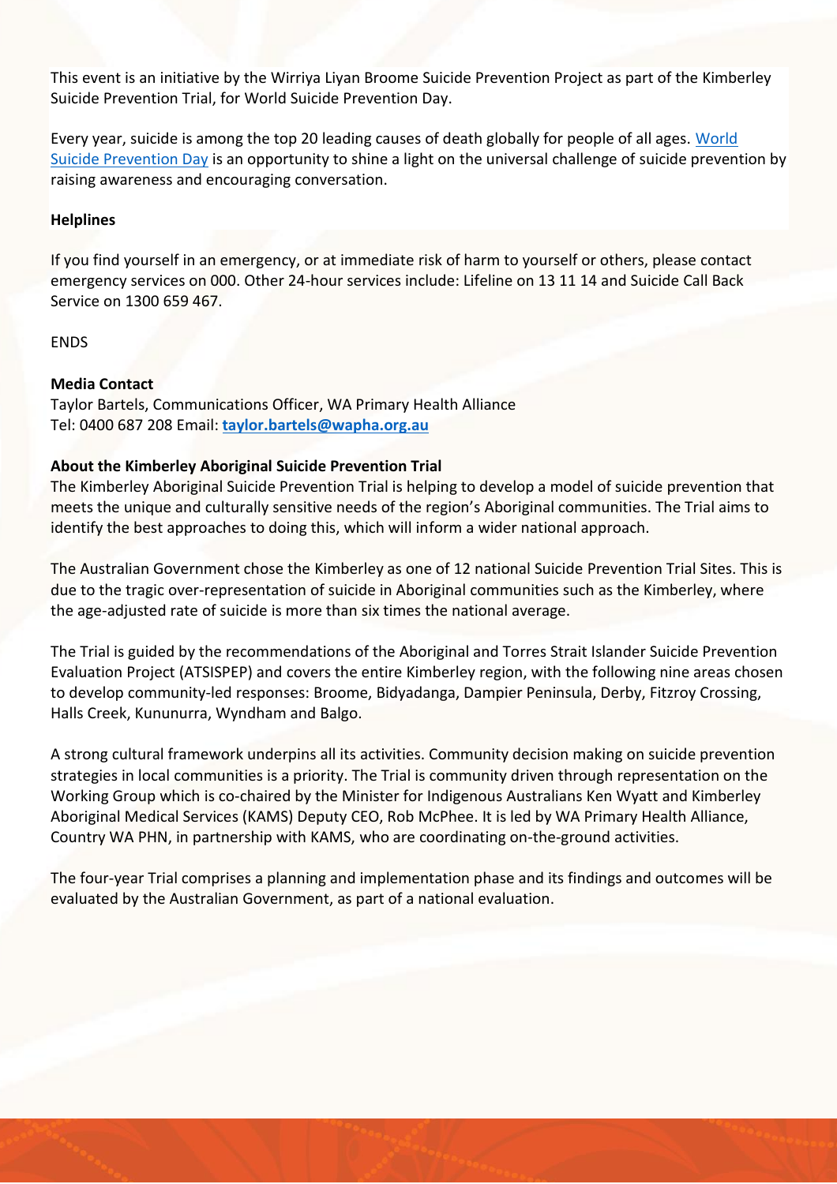This event is an initiative by the Wirriya Liyan Broome Suicide Prevention Project as part of the Kimberley Suicide Prevention Trial, for World Suicide Prevention Day.

Every year, suicide is among the top 20 leading causes of death globally for people of all ages. World Suicide Prevention Day is an opportunity to shine a light on the universal challenge of suicide prevention by raising awareness and encouraging conversation.

**Helplines**

If you find yourself in an emergency, or at immediate risk of harm to yourself or others, please contact emergency services on 000. Other 24-hour services include: Lifeline on 13 11 14 and Suicide Call Back Service on 1300 659 467.

ENDS

**Media Contact**
Taylor Bartels, Communications Officer, WA Primary Health Alliance
Tel: 0400 687 208 Email: **taylor.bartels@wapha.org.au**

**About the Kimberley Aboriginal Suicide Prevention Trial**
The Kimberley Aboriginal Suicide Prevention Trial is helping to develop a model of suicide prevention that meets the unique and culturally sensitive needs of the region's Aboriginal communities. The Trial aims to identify the best approaches to doing this, which will inform a wider national approach.

The Australian Government chose the Kimberley as one of 12 national Suicide Prevention Trial Sites. This is due to the tragic over-representation of suicide in Aboriginal communities such as the Kimberley, where the age-adjusted rate of suicide is more than six times the national average.

The Trial is guided by the recommendations of the Aboriginal and Torres Strait Islander Suicide Prevention Evaluation Project (ATSISPEP) and covers the entire Kimberley region, with the following nine areas chosen to develop community-led responses: Broome, Bidyadanga, Dampier Peninsula, Derby, Fitzroy Crossing, Halls Creek, Kununurra, Wyndham and Balgo.

A strong cultural framework underpins all its activities. Community decision making on suicide prevention strategies in local communities is a priority. The Trial is community driven through representation on the Working Group which is co-chaired by the Minister for Indigenous Australians Ken Wyatt and Kimberley Aboriginal Medical Services (KAMS) Deputy CEO, Rob McPhee. It is led by WA Primary Health Alliance, Country WA PHN, in partnership with KAMS, who are coordinating on-the-ground activities.

The four-year Trial comprises a planning and implementation phase and its findings and outcomes will be evaluated by the Australian Government, as part of a national evaluation.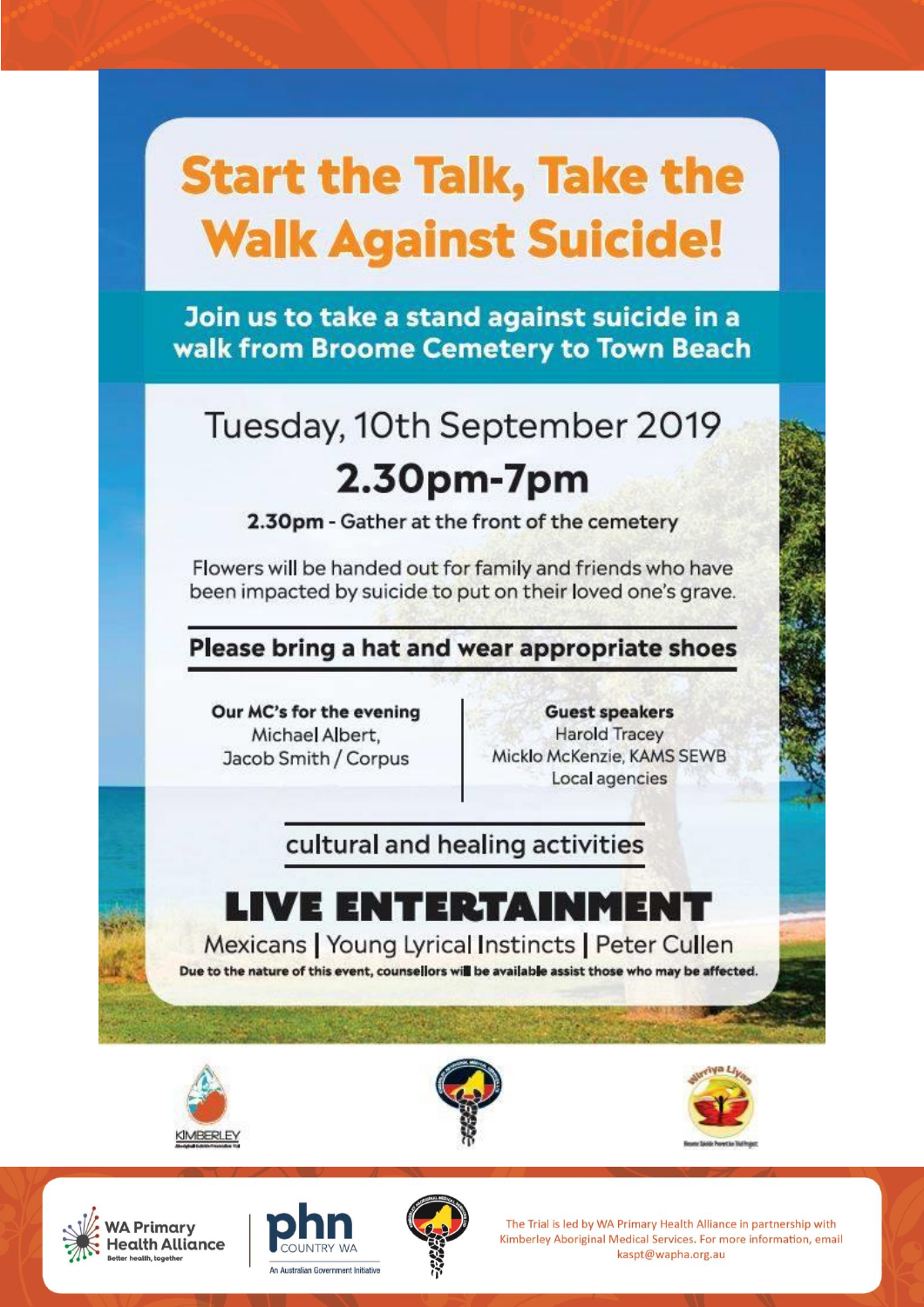# Start the Talk, Take the Walk Against Suicide!

## Join us to take a stand against suicide in a walk from Broome Cemetery to Town Beach

## Tuesday, 10th September 2019

## 2.30pm-7pm

**2.30pm** - Gather at the front of the cemetery

Flowers will be handed out for family and friends who have been impacted by suicide to put on their loved one's grave.

**Please bring a hat and wear appropriate shoes**

**Our MC's for the evening**
Michael Albert,
Jacob Smith / Corpus

**Guest speakers**
Harold Tracey
Micklo McKenzie, KAMS SEWB
Local agencies

cultural and healing activities

## LIVE ENTERTAINMENT

Mexicans | Young Lyrical Instincts | Peter Cullen

**Due to the nature of this event, counsellors will be available assist those who may be affected.**

KIMBERLEY

WA Primary Health Alliance
Better health, together

phn COUNTRY WA
An Australian Government Initiative

The Trial is led by WA Primary Health Alliance in partnership with Kimberley Aboriginal Medical Services. For more information, email kaspt@wapha.org.au